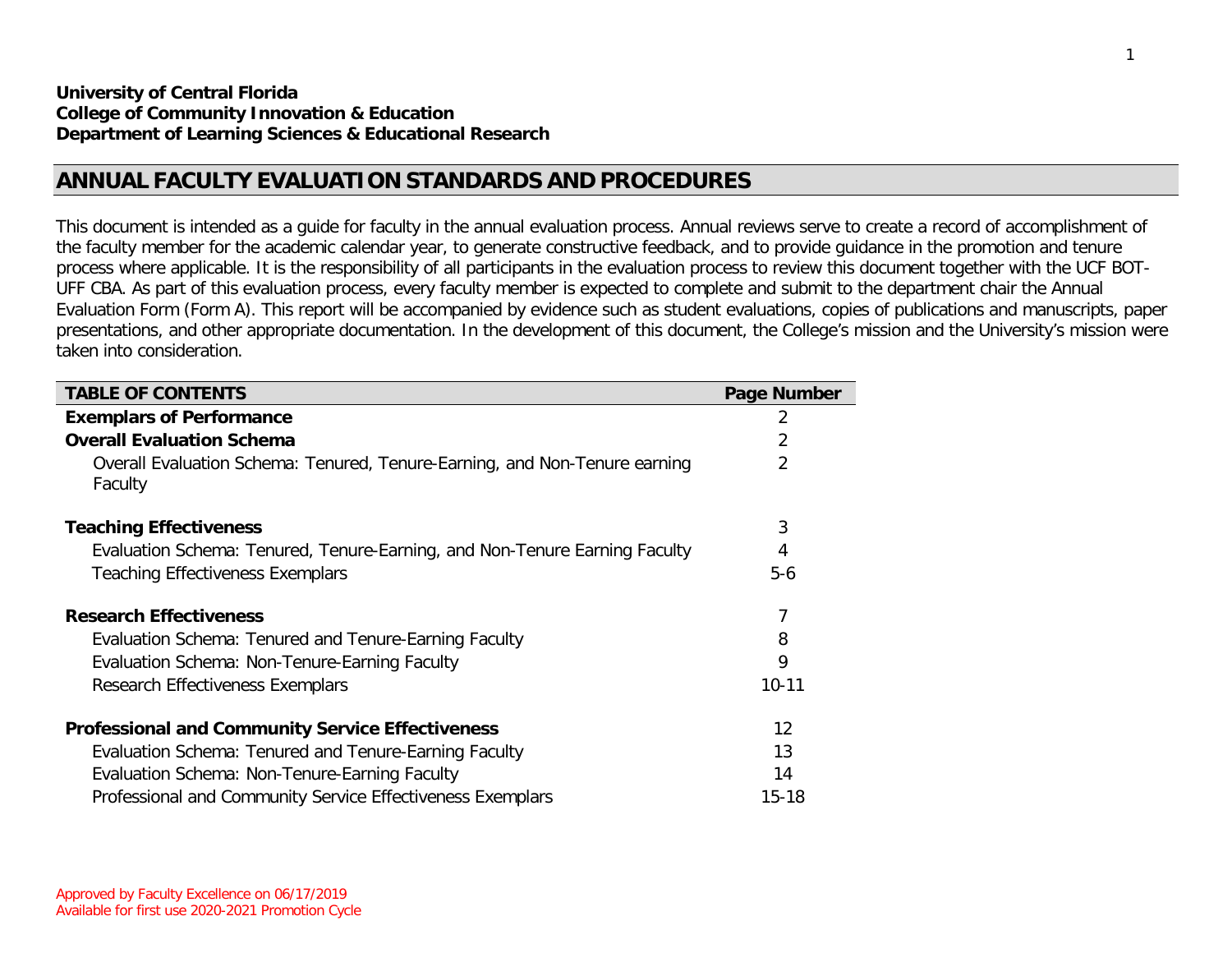**University of Central Florida**
**College of Community Innovation & Education**
**Department of Learning Sciences & Educational Research**

# ANNUAL FACULTY EVALUATION STANDARDS AND PROCEDURES

This document is intended as a guide for faculty in the annual evaluation process. Annual reviews serve to create a record of accomplishment of the faculty member for the academic calendar year, to generate constructive feedback, and to provide guidance in the promotion and tenure process where applicable. It is the responsibility of all participants in the evaluation process to review this document together with the UCF BOT-UFF CBA. As part of this evaluation process, every faculty member is expected to complete and submit to the department chair the Annual Evaluation Form (Form A). This report will be accompanied by evidence such as student evaluations, copies of publications and manuscripts, paper presentations, and other appropriate documentation. In the development of this document, the College's mission and the University's mission were taken into consideration.

| TABLE OF CONTENTS | Page Number |
|---|---|
| **Exemplars of Performance** | 2 |
| **Overall Evaluation Schema** | 2 |
| Overall Evaluation Schema: Tenured, Tenure-Earning, and Non-Tenure earning Faculty | 2 |
| **Teaching Effectiveness** | 3 |
| Evaluation Schema: Tenured, Tenure-Earning, and Non-Tenure Earning Faculty | 4 |
| Teaching Effectiveness Exemplars | 5-6 |
| **Research Effectiveness** | 7 |
| Evaluation Schema: Tenured and Tenure-Earning Faculty | 8 |
| Evaluation Schema: Non-Tenure-Earning Faculty | 9 |
| Research Effectiveness Exemplars | 10-11 |
| **Professional and Community Service Effectiveness** | 12 |
| Evaluation Schema: Tenured and Tenure-Earning Faculty | 13 |
| Evaluation Schema: Non-Tenure-Earning Faculty | 14 |
| Professional and Community Service Effectiveness Exemplars | 15-18 |

Approved by Faculty Excellence on 06/17/2019
Available for first use 2020-2021 Promotion Cycle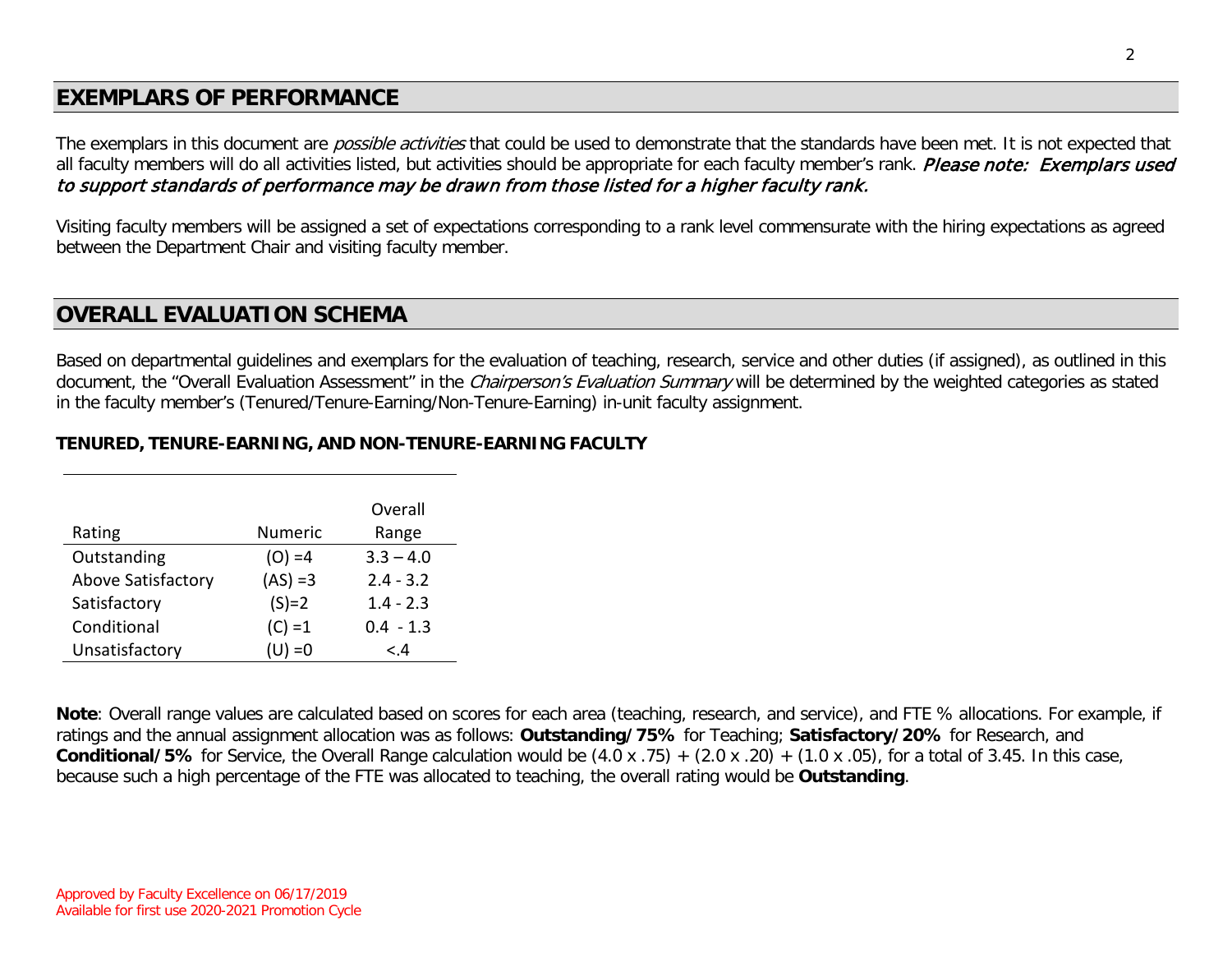## EXEMPLARS OF PERFORMANCE

The exemplars in this document are *possible activities* that could be used to demonstrate that the standards have been met. It is not expected that all faculty members will do all activities listed, but activities should be appropriate for each faculty member's rank. *Please note: Exemplars used to support standards of performance may be drawn from those listed for a higher faculty rank.*

Visiting faculty members will be assigned a set of expectations corresponding to a rank level commensurate with the hiring expectations as agreed between the Department Chair and visiting faculty member.

## OVERALL EVALUATION SCHEMA

Based on departmental guidelines and exemplars for the evaluation of teaching, research, service and other duties (if assigned), as outlined in this document, the "Overall Evaluation Assessment" in the *Chairperson's Evaluation Summary* will be determined by the weighted categories as stated in the faculty member's (Tenured/Tenure-Earning/Non-Tenure-Earning) in-unit faculty assignment.

**TENURED, TENURE-EARNING, AND NON-TENURE-EARNING FACULTY**

| Rating | Numeric | Overall Range |
|---|---|---|
| Outstanding | (O) =4 | 3.3 – 4.0 |
| Above Satisfactory | (AS) =3 | 2.4 - 3.2 |
| Satisfactory | (S)=2 | 1.4 - 2.3 |
| Conditional | (C) =1 | 0.4 - 1.3 |
| Unsatisfactory | (U) =0 | <.4 |

**Note**: Overall range values are calculated based on scores for each area (teaching, research, and service), and FTE % allocations. For example, if ratings and the annual assignment allocation was as follows: **Outstanding/75%** for Teaching; **Satisfactory/20%** for Research, and **Conditional/5%** for Service, the Overall Range calculation would be (4.0 x .75) + (2.0 x .20) + (1.0 x .05), for a total of 3.45. In this case, because such a high percentage of the FTE was allocated to teaching, the overall rating would be **Outstanding**.

Approved by Faculty Excellence on 06/17/2019
Available for first use 2020-2021 Promotion Cycle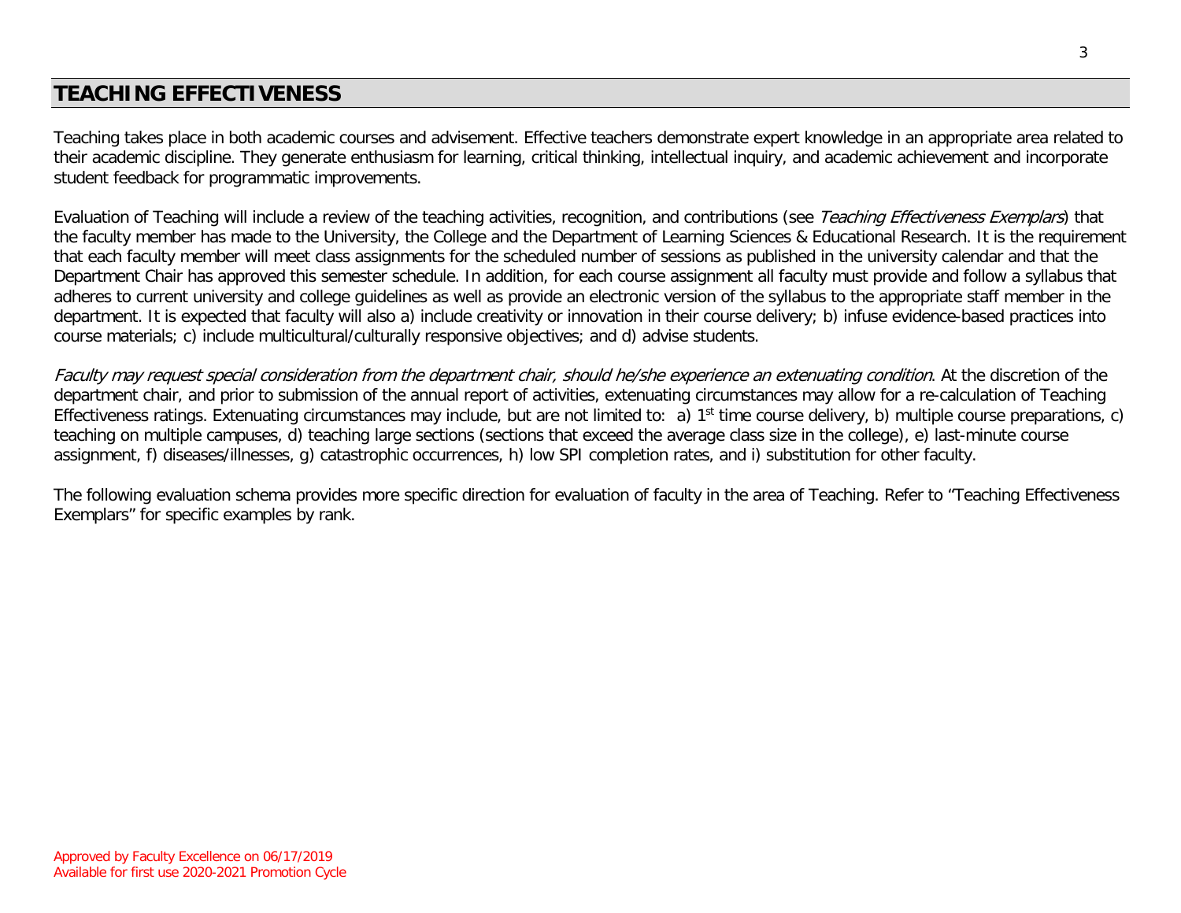## TEACHING EFFECTIVENESS

Teaching takes place in both academic courses and advisement. Effective teachers demonstrate expert knowledge in an appropriate area related to their academic discipline. They generate enthusiasm for learning, critical thinking, intellectual inquiry, and academic achievement and incorporate student feedback for programmatic improvements.

Evaluation of Teaching will include a review of the teaching activities, recognition, and contributions (see *Teaching Effectiveness Exemplars*) that the faculty member has made to the University, the College and the Department of Learning Sciences & Educational Research. It is the requirement that each faculty member will meet class assignments for the scheduled number of sessions as published in the university calendar and that the Department Chair has approved this semester schedule. In addition, for each course assignment all faculty must provide and follow a syllabus that adheres to current university and college guidelines as well as provide an electronic version of the syllabus to the appropriate staff member in the department. It is expected that faculty will also a) include creativity or innovation in their course delivery; b) infuse evidence-based practices into course materials; c) include multicultural/culturally responsive objectives; and d) advise students.

*Faculty may request special consideration from the department chair, should he/she experience an extenuating condition*. At the discretion of the department chair, and prior to submission of the annual report of activities, extenuating circumstances may allow for a re-calculation of Teaching Effectiveness ratings. Extenuating circumstances may include, but are not limited to: a) 1st time course delivery, b) multiple course preparations, c) teaching on multiple campuses, d) teaching large sections (sections that exceed the average class size in the college), e) last-minute course assignment, f) diseases/illnesses, g) catastrophic occurrences, h) low SPI completion rates, and i) substitution for other faculty.

The following evaluation schema provides more specific direction for evaluation of faculty in the area of Teaching. Refer to "Teaching Effectiveness Exemplars" for specific examples by rank.

Approved by Faculty Excellence on 06/17/2019
Available for first use 2020-2021 Promotion Cycle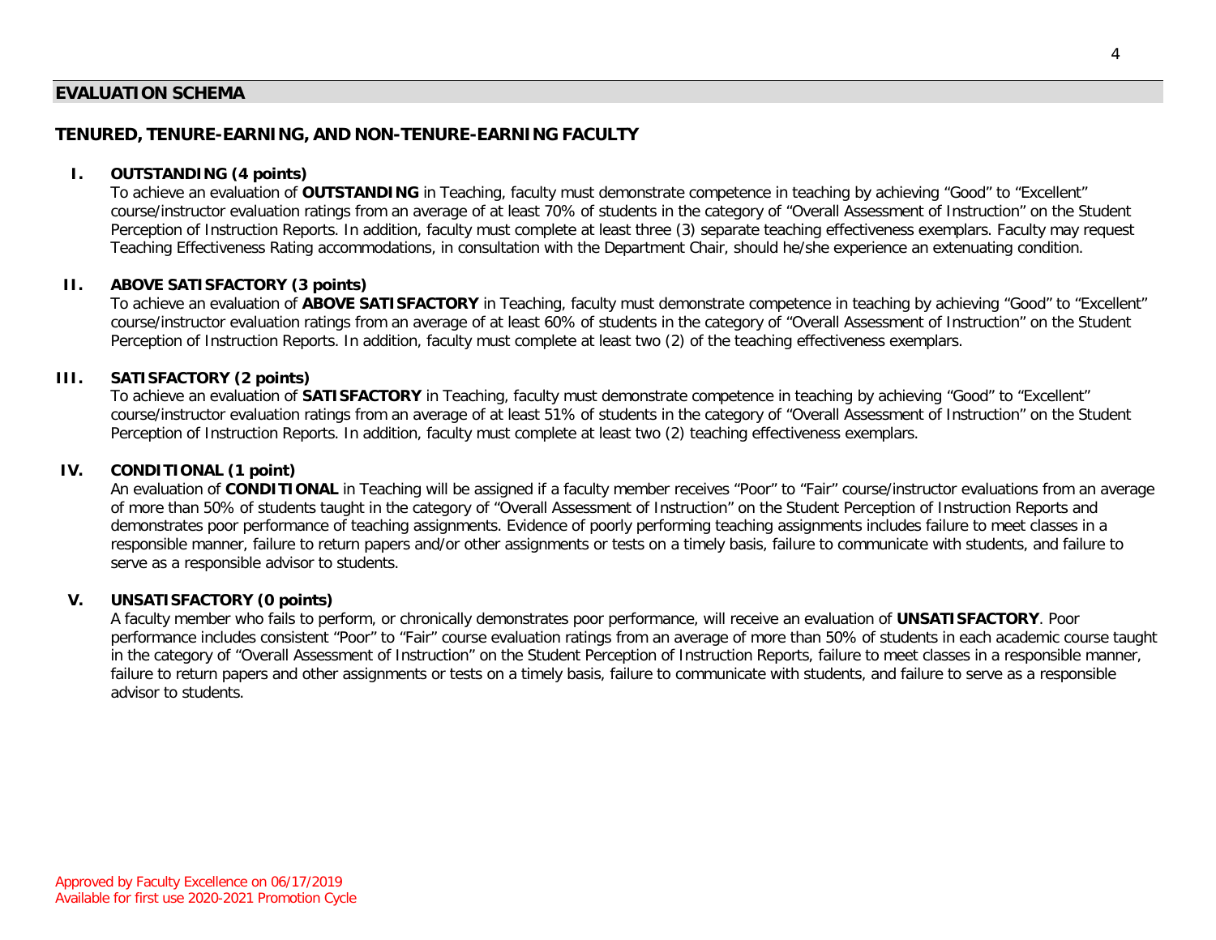## EVALUATION SCHEMA

### TENURED, TENURE-EARNING, AND NON-TENURE-EARNING FACULTY

**I. OUTSTANDING (4 points)**

To achieve an evaluation of **OUTSTANDING** in Teaching, faculty must demonstrate competence in teaching by achieving "Good" to "Excellent" course/instructor evaluation ratings from an average of at least 70% of students in the category of "Overall Assessment of Instruction" on the Student Perception of Instruction Reports. In addition, faculty must complete at least three (3) separate teaching effectiveness exemplars. Faculty may request Teaching Effectiveness Rating accommodations, in consultation with the Department Chair, should he/she experience an extenuating condition.

**II. ABOVE SATISFACTORY (3 points)**

To achieve an evaluation of **ABOVE SATISFACTORY** in Teaching, faculty must demonstrate competence in teaching by achieving "Good" to "Excellent" course/instructor evaluation ratings from an average of at least 60% of students in the category of "Overall Assessment of Instruction" on the Student Perception of Instruction Reports. In addition, faculty must complete at least two (2) of the teaching effectiveness exemplars.

**III. SATISFACTORY (2 points)**

To achieve an evaluation of **SATISFACTORY** in Teaching, faculty must demonstrate competence in teaching by achieving "Good" to "Excellent" course/instructor evaluation ratings from an average of at least 51% of students in the category of "Overall Assessment of Instruction" on the Student Perception of Instruction Reports. In addition, faculty must complete at least two (2) teaching effectiveness exemplars.

**IV. CONDITIONAL (1 point)**

An evaluation of **CONDITIONAL** in Teaching will be assigned if a faculty member receives "Poor" to "Fair" course/instructor evaluations from an average of more than 50% of students taught in the category of "Overall Assessment of Instruction" on the Student Perception of Instruction Reports and demonstrates poor performance of teaching assignments. Evidence of poorly performing teaching assignments includes failure to meet classes in a responsible manner, failure to return papers and/or other assignments or tests on a timely basis, failure to communicate with students, and failure to serve as a responsible advisor to students.

**V. UNSATISFACTORY (0 points)**

A faculty member who fails to perform, or chronically demonstrates poor performance, will receive an evaluation of **UNSATISFACTORY**. Poor performance includes consistent "Poor" to "Fair" course evaluation ratings from an average of more than 50% of students in each academic course taught in the category of "Overall Assessment of Instruction" on the Student Perception of Instruction Reports, failure to meet classes in a responsible manner, failure to return papers and other assignments or tests on a timely basis, failure to communicate with students, and failure to serve as a responsible advisor to students.

Approved by Faculty Excellence on 06/17/2019
Available for first use 2020-2021 Promotion Cycle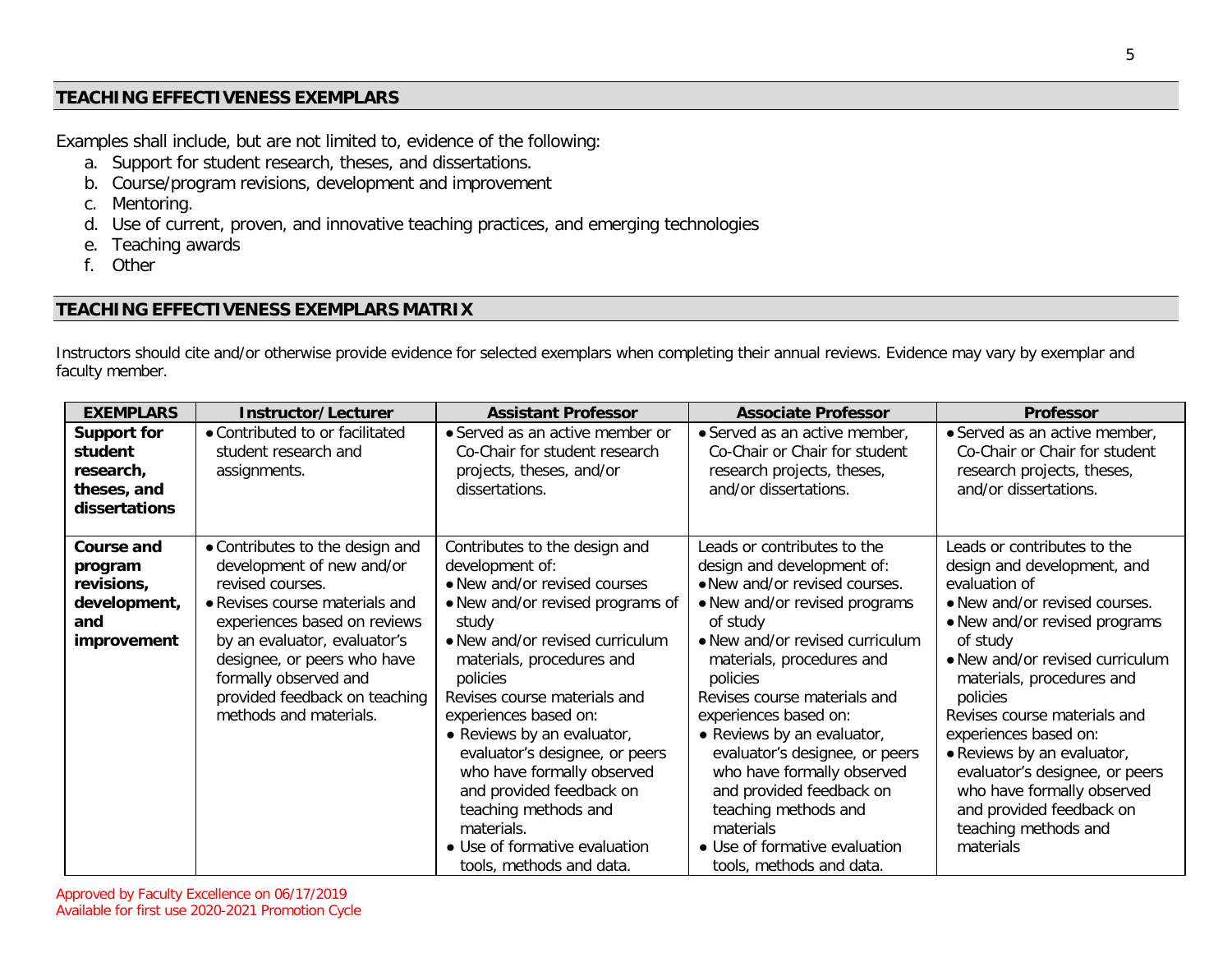## TEACHING EFFECTIVENESS EXEMPLARS

Examples shall include, but are not limited to, evidence of the following:

a. Support for student research, theses, and dissertations.
b. Course/program revisions, development and improvement
c. Mentoring.
d. Use of current, proven, and innovative teaching practices, and emerging technologies
e. Teaching awards
f. Other

## TEACHING EFFECTIVENESS EXEMPLARS MATRIX

Instructors should cite and/or otherwise provide evidence for selected exemplars when completing their annual reviews. Evidence may vary by exemplar and faculty member.

| EXEMPLARS | Instructor/Lecturer | Assistant Professor | Associate Professor | Professor |
|---|---|---|---|---|
| **Support for student research, theses, and dissertations** | • Contributed to or facilitated student research and assignments. | • Served as an active member or Co-Chair for student research projects, theses, and/or dissertations. | • Served as an active member, Co-Chair or Chair for student research projects, theses, and/or dissertations. | • Served as an active member, Co-Chair or Chair for student research projects, theses, and/or dissertations. |
| **Course and program revisions, development, and improvement** | • Contributes to the design and development of new and/or revised courses.<br>• Revises course materials and experiences based on reviews by an evaluator, evaluator's designee, or peers who have formally observed and provided feedback on teaching methods and materials. | Contributes to the design and development of:<br>• New and/or revised courses<br>• New and/or revised programs of study<br>• New and/or revised curriculum materials, procedures and policies<br>Revises course materials and experiences based on:<br>• Reviews by an evaluator, evaluator's designee, or peers who have formally observed and provided feedback on teaching methods and materials.<br>• Use of formative evaluation tools, methods and data. | Leads or contributes to the design and development of:<br>• New and/or revised courses.<br>• New and/or revised programs of study<br>• New and/or revised curriculum materials, procedures and policies<br>Revises course materials and experiences based on:<br>• Reviews by an evaluator, evaluator's designee, or peers who have formally observed and provided feedback on teaching methods and materials<br>• Use of formative evaluation tools, methods and data. | Leads or contributes to the design and development, and evaluation of<br>• New and/or revised courses.<br>• New and/or revised programs of study<br>• New and/or revised curriculum materials, procedures and policies<br>Revises course materials and experiences based on:<br>• Reviews by an evaluator, evaluator's designee, or peers who have formally observed and provided feedback on teaching methods and materials |

Approved by Faculty Excellence on 06/17/2019
Available for first use 2020-2021 Promotion Cycle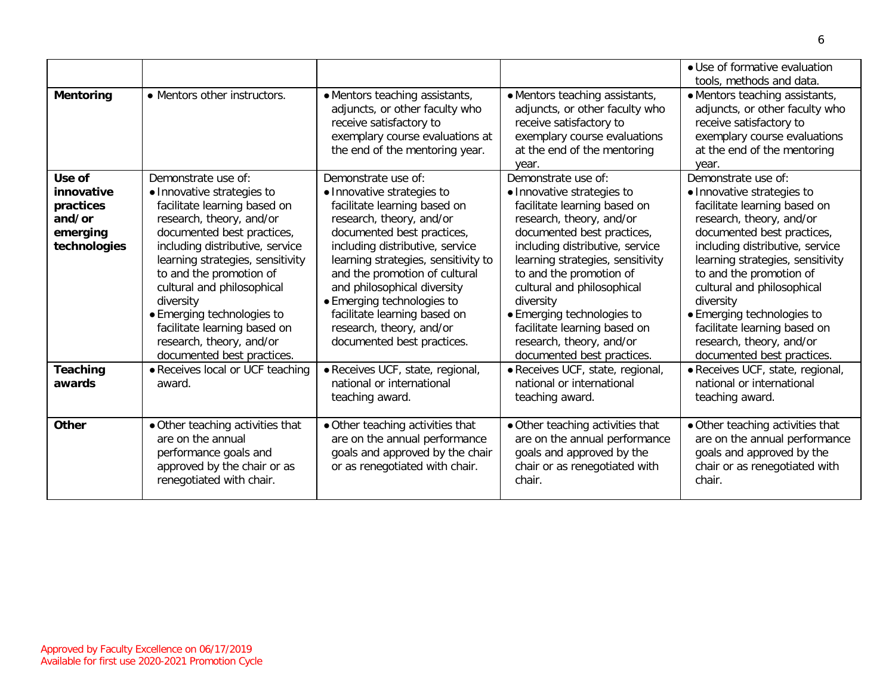| | | | | |
|---|---|---|---|---|
| | | | | • Use of formative evaluation tools, methods and data. |
| **Mentoring** | • Mentors other instructors. | • Mentors teaching assistants, adjuncts, or other faculty who receive satisfactory to exemplary course evaluations at the end of the mentoring year. | • Mentors teaching assistants, adjuncts, or other faculty who receive satisfactory to exemplary course evaluations at the end of the mentoring year. | • Mentors teaching assistants, adjuncts, or other faculty who receive satisfactory to exemplary course evaluations at the end of the mentoring year. |
| **Use of innovative practices and/or emerging technologies** | Demonstrate use of:<br>• Innovative strategies to facilitate learning based on research, theory, and/or documented best practices, including distributive, service learning strategies, sensitivity to and the promotion of cultural and philosophical diversity<br>• Emerging technologies to facilitate learning based on research, theory, and/or documented best practices. | Demonstrate use of:<br>• Innovative strategies to facilitate learning based on research, theory, and/or documented best practices, including distributive, service learning strategies, sensitivity to and the promotion of cultural and philosophical diversity<br>• Emerging technologies to facilitate learning based on research, theory, and/or documented best practices. | Demonstrate use of:<br>• Innovative strategies to facilitate learning based on research, theory, and/or documented best practices, including distributive, service learning strategies, sensitivity to and the promotion of cultural and philosophical diversity<br>• Emerging technologies to facilitate learning based on research, theory, and/or documented best practices. | Demonstrate use of:<br>• Innovative strategies to facilitate learning based on research, theory, and/or documented best practices, including distributive, service learning strategies, sensitivity to and the promotion of cultural and philosophical diversity<br>• Emerging technologies to facilitate learning based on research, theory, and/or documented best practices. |
| **Teaching awards** | • Receives local or UCF teaching award. | • Receives UCF, state, regional, national or international teaching award. | • Receives UCF, state, regional, national or international teaching award. | • Receives UCF, state, regional, national or international teaching award. |
| **Other** | • Other teaching activities that are on the annual performance goals and approved by the chair or as renegotiated with chair. | • Other teaching activities that are on the annual performance goals and approved by the chair or as renegotiated with chair. | • Other teaching activities that are on the annual performance goals and approved by the chair or as renegotiated with chair. | • Other teaching activities that are on the annual performance goals and approved by the chair or as renegotiated with chair. |

Approved by Faculty Excellence on 06/17/2019
Available for first use 2020-2021 Promotion Cycle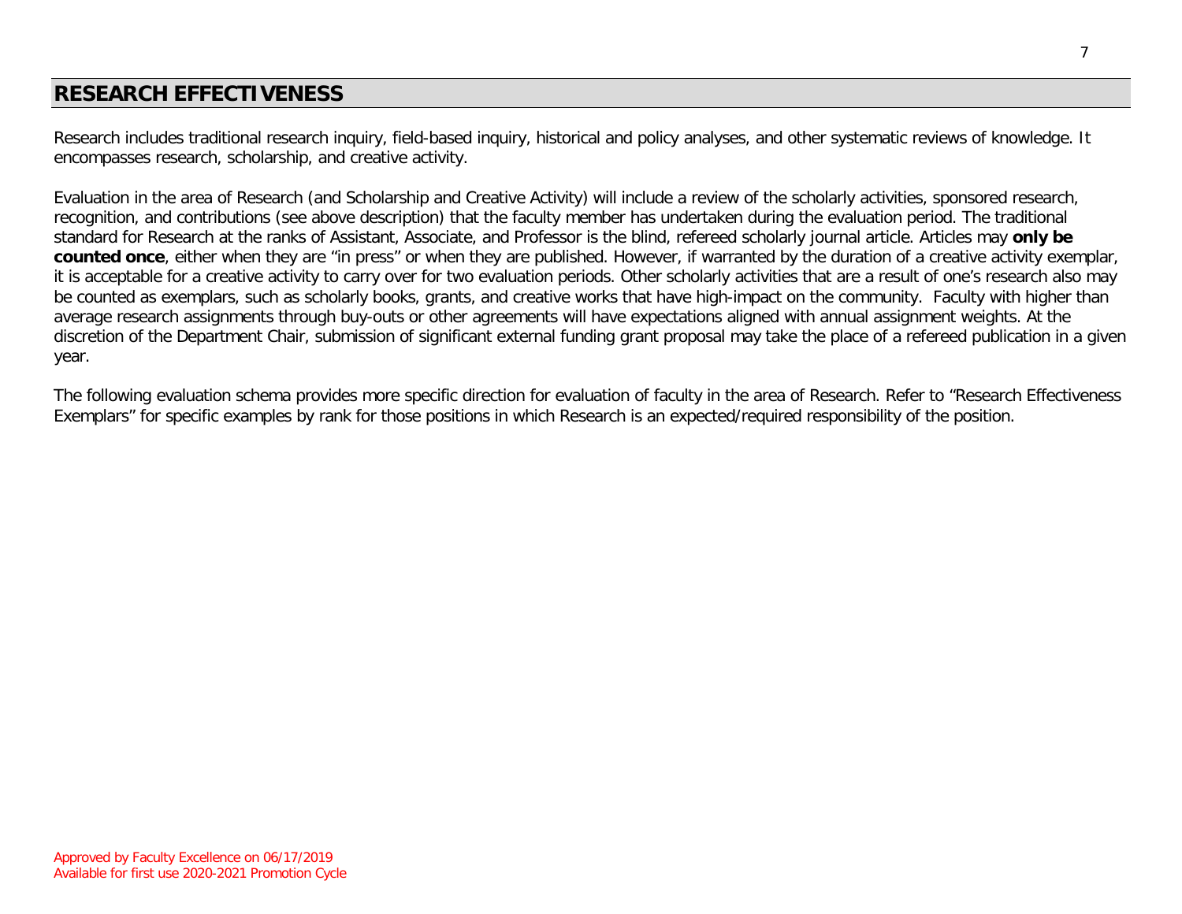## RESEARCH EFFECTIVENESS

Research includes traditional research inquiry, field-based inquiry, historical and policy analyses, and other systematic reviews of knowledge. It encompasses research, scholarship, and creative activity.

Evaluation in the area of Research (and Scholarship and Creative Activity) will include a review of the scholarly activities, sponsored research, recognition, and contributions (see above description) that the faculty member has undertaken during the evaluation period. The traditional standard for Research at the ranks of Assistant, Associate, and Professor is the blind, refereed scholarly journal article. Articles may **only be counted once**, either when they are "in press" or when they are published. However, if warranted by the duration of a creative activity exemplar, it is acceptable for a creative activity to carry over for two evaluation periods. Other scholarly activities that are a result of one's research also may be counted as exemplars, such as scholarly books, grants, and creative works that have high-impact on the community. Faculty with higher than average research assignments through buy-outs or other agreements will have expectations aligned with annual assignment weights. At the discretion of the Department Chair, submission of significant external funding grant proposal may take the place of a refereed publication in a given year.

The following evaluation schema provides more specific direction for evaluation of faculty in the area of Research. Refer to "Research Effectiveness Exemplars" for specific examples by rank for those positions in which Research is an expected/required responsibility of the position.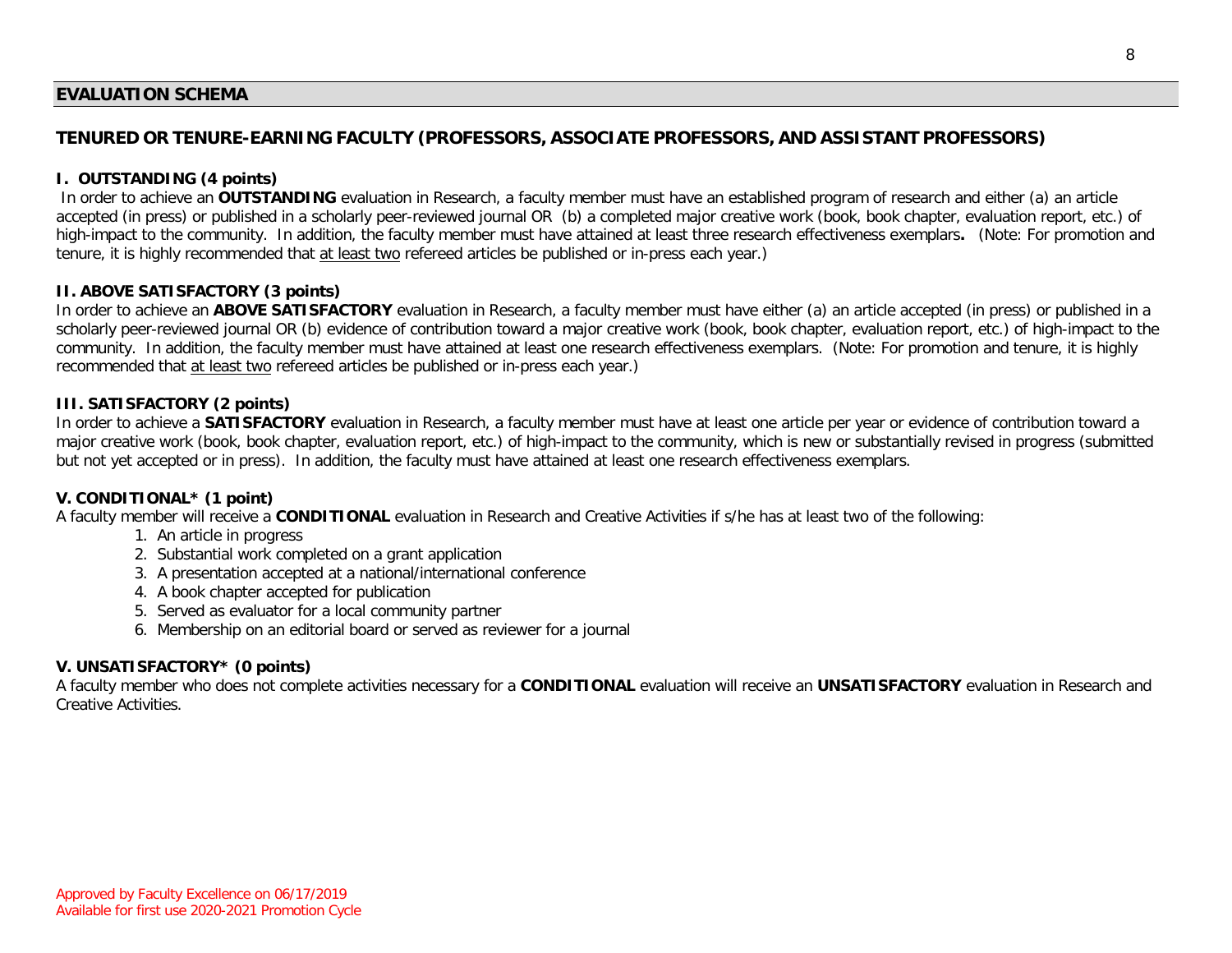## EVALUATION SCHEMA

### TENURED OR TENURE-EARNING FACULTY (PROFESSORS, ASSOCIATE PROFESSORS, AND ASSISTANT PROFESSORS)

**I. OUTSTANDING (4 points)**

In order to achieve an **OUTSTANDING** evaluation in Research, a faculty member must have an established program of research and either (a) an article accepted (in press) or published in a scholarly peer-reviewed journal OR (b) a completed major creative work (book, book chapter, evaluation report, etc.) of high-impact to the community. In addition, the faculty member must have attained at least three research effectiveness exemplars**.** (Note: For promotion and tenure, it is highly recommended that <u>at least two</u> refereed articles be published or in-press each year.)

**II. ABOVE SATISFACTORY (3 points)**

In order to achieve an **ABOVE SATISFACTORY** evaluation in Research, a faculty member must have either (a) an article accepted (in press) or published in a scholarly peer-reviewed journal OR (b) evidence of contribution toward a major creative work (book, book chapter, evaluation report, etc.) of high-impact to the community. In addition, the faculty member must have attained at least one research effectiveness exemplars. (Note: For promotion and tenure, it is highly recommended that <u>at least two</u> refereed articles be published or in-press each year.)

**III. SATISFACTORY (2 points)**

In order to achieve a **SATISFACTORY** evaluation in Research, a faculty member must have at least one article per year or evidence of contribution toward a major creative work (book, book chapter, evaluation report, etc.) of high-impact to the community, which is new or substantially revised in progress (submitted but not yet accepted or in press). In addition, the faculty must have attained at least one research effectiveness exemplars.

**V. CONDITIONAL* (1 point)**

A faculty member will receive a **CONDITIONAL** evaluation in Research and Creative Activities if s/he has at least two of the following:

1. An article in progress
2. Substantial work completed on a grant application
3. A presentation accepted at a national/international conference
4. A book chapter accepted for publication
5. Served as evaluator for a local community partner
6. Membership on an editorial board or served as reviewer for a journal

**V. UNSATISFACTORY* (0 points)**

A faculty member who does not complete activities necessary for a **CONDITIONAL** evaluation will receive an **UNSATISFACTORY** evaluation in Research and Creative Activities.

Approved by Faculty Excellence on 06/17/2019
Available for first use 2020-2021 Promotion Cycle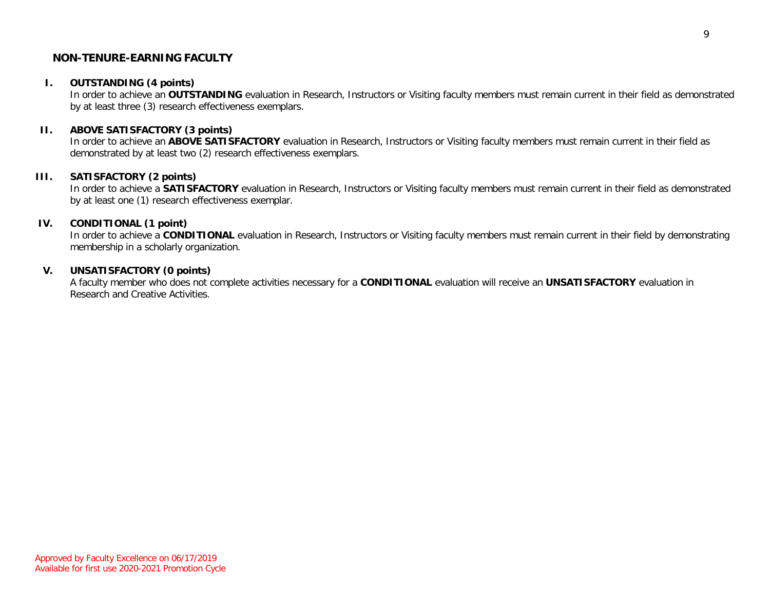## NON-TENURE-EARNING FACULTY

**I. OUTSTANDING (4 points)**

In order to achieve an **OUTSTANDING** evaluation in Research, Instructors or Visiting faculty members must remain current in their field as demonstrated by at least three (3) research effectiveness exemplars.

**II. ABOVE SATISFACTORY (3 points)**

In order to achieve an **ABOVE SATISFACTORY** evaluation in Research, Instructors or Visiting faculty members must remain current in their field as demonstrated by at least two (2) research effectiveness exemplars.

**III. SATISFACTORY (2 points)**

In order to achieve a **SATISFACTORY** evaluation in Research, Instructors or Visiting faculty members must remain current in their field as demonstrated by at least one (1) research effectiveness exemplar.

**IV. CONDITIONAL (1 point)**

In order to achieve a **CONDITIONAL** evaluation in Research, Instructors or Visiting faculty members must remain current in their field by demonstrating membership in a scholarly organization.

**V. UNSATISFACTORY (0 points)**

A faculty member who does not complete activities necessary for a **CONDITIONAL** evaluation will receive an **UNSATISFACTORY** evaluation in Research and Creative Activities.

Approved by Faculty Excellence on 06/17/2019
Available for first use 2020-2021 Promotion Cycle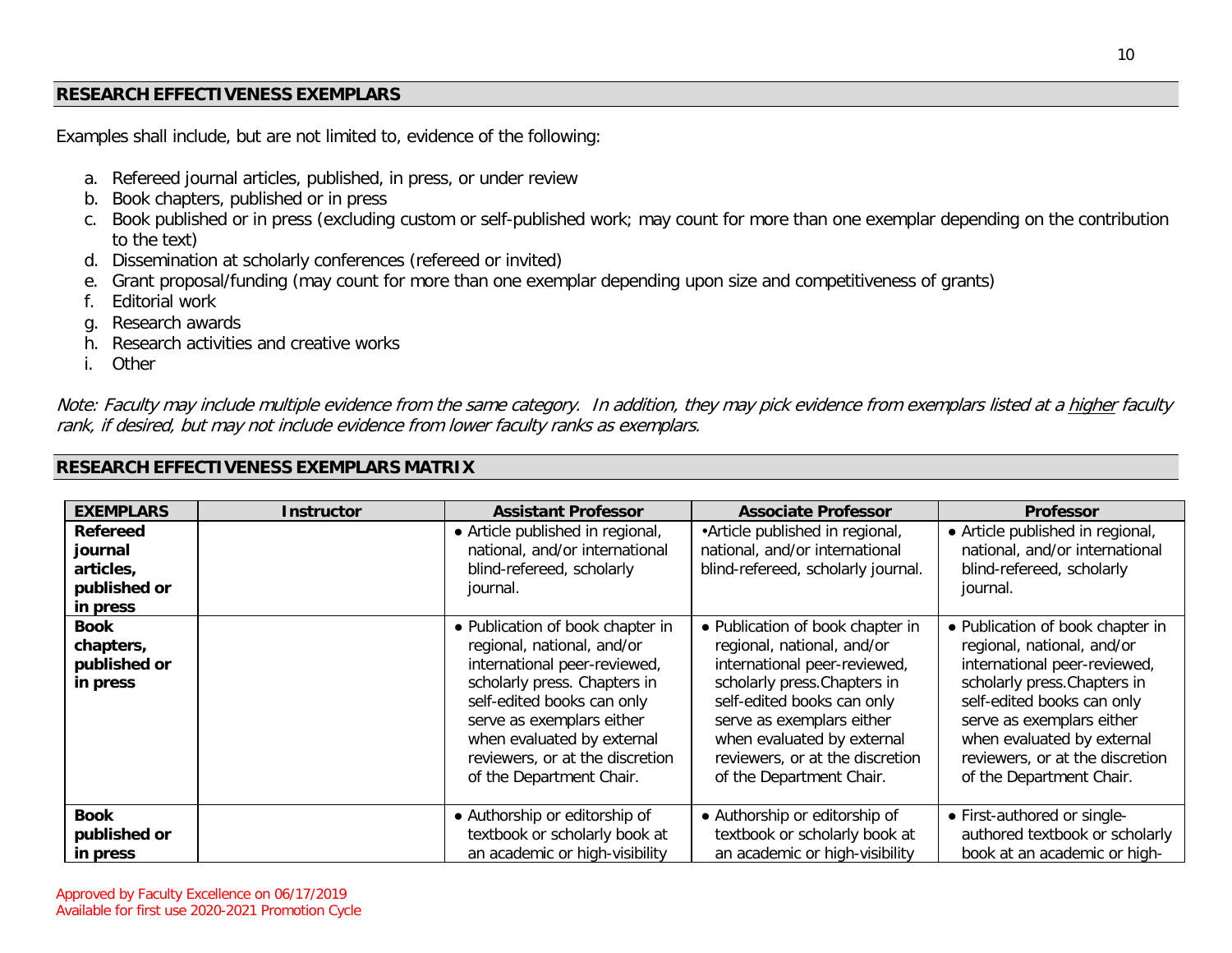## RESEARCH EFFECTIVENESS EXEMPLARS

Examples shall include, but are not limited to, evidence of the following:

a. Refereed journal articles, published, in press, or under review
b. Book chapters, published or in press
c. Book published or in press (excluding custom or self-published work; may count for more than one exemplar depending on the contribution to the text)
d. Dissemination at scholarly conferences (refereed or invited)
e. Grant proposal/funding (may count for more than one exemplar depending upon size and competitiveness of grants)
f. Editorial work
g. Research awards
h. Research activities and creative works
i. Other

*Note: Faculty may include multiple evidence from the same category. In addition, they may pick evidence from exemplars listed at a higher faculty rank, if desired, but may not include evidence from lower faculty ranks as exemplars.*

## RESEARCH EFFECTIVENESS EXEMPLARS MATRIX

| EXEMPLARS | Instructor | Assistant Professor | Associate Professor | Professor |
|---|---|---|---|---|
| **Refereed journal articles, published or in press** | | • Article published in regional, national, and/or international blind-refereed, scholarly journal. | •Article published in regional, national, and/or international blind-refereed, scholarly journal. | • Article published in regional, national, and/or international blind-refereed, scholarly journal. |
| **Book chapters, published or in press** | | • Publication of book chapter in regional, national, and/or international peer-reviewed, scholarly press. Chapters in self-edited books can only serve as exemplars either when evaluated by external reviewers, or at the discretion of the Department Chair. | • Publication of book chapter in regional, national, and/or international peer-reviewed, scholarly press.Chapters in self-edited books can only serve as exemplars either when evaluated by external reviewers, or at the discretion of the Department Chair. | • Publication of book chapter in regional, national, and/or international peer-reviewed, scholarly press.Chapters in self-edited books can only serve as exemplars either when evaluated by external reviewers, or at the discretion of the Department Chair. |
| **Book published or in press** | | • Authorship or editorship of textbook or scholarly book at an academic or high-visibility | • Authorship or editorship of textbook or scholarly book at an academic or high-visibility | • First-authored or single-authored textbook or scholarly book at an academic or high- |

Approved by Faculty Excellence on 06/17/2019
Available for first use 2020-2021 Promotion Cycle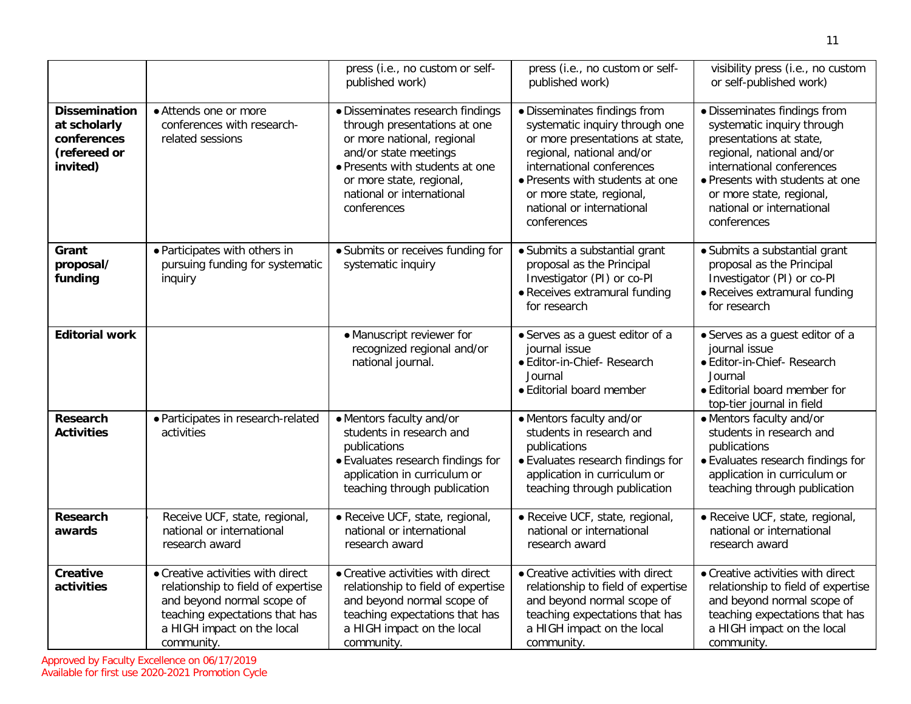| | | | | |
|---|---|---|---|---|
| | | press (i.e., no custom or self-published work) | press (i.e., no custom or self-published work) | visibility press (i.e., no custom or self-published work) |
| **Dissemination at scholarly conferences (refereed or invited)** | • Attends one or more conferences with research-related sessions | • Disseminates research findings through presentations at one or more national, regional and/or state meetings<br>• Presents with students at one or more state, regional, national or international conferences | • Disseminates findings from systematic inquiry through one or more presentations at state, regional, national and/or international conferences<br>• Presents with students at one or more state, regional, national or international conferences | • Disseminates findings from systematic inquiry through presentations at state, regional, national and/or international conferences<br>• Presents with students at one or more state, regional, national or international conferences |
| **Grant proposal/ funding** | • Participates with others in pursuing funding for systematic inquiry | • Submits or receives funding for systematic inquiry | • Submits a substantial grant proposal as the Principal Investigator (PI) or co-PI<br>• Receives extramural funding for research | • Submits a substantial grant proposal as the Principal Investigator (PI) or co-PI<br>• Receives extramural funding for research |
| **Editorial work** | | • Manuscript reviewer for recognized regional and/or national journal. | • Serves as a guest editor of a journal issue<br>• Editor-in-Chief- Research Journal<br>• Editorial board member | • Serves as a guest editor of a journal issue<br>• Editor-in-Chief- Research Journal<br>• Editorial board member for top-tier journal in field |
| **Research Activities** | • Participates in research-related activities | • Mentors faculty and/or students in research and publications<br>• Evaluates research findings for application in curriculum or teaching through publication | • Mentors faculty and/or students in research and publications<br>• Evaluates research findings for application in curriculum or teaching through publication | • Mentors faculty and/or students in research and publications<br>• Evaluates research findings for application in curriculum or teaching through publication |
| **Research awards** | • Receive UCF, state, regional, national or international research award | • Receive UCF, state, regional, national or international research award | • Receive UCF, state, regional, national or international research award | • Receive UCF, state, regional, national or international research award |
| **Creative activities** | • Creative activities with direct relationship to field of expertise and beyond normal scope of teaching expectations that has a HIGH impact on the local community. | • Creative activities with direct relationship to field of expertise and beyond normal scope of teaching expectations that has a HIGH impact on the local community. | • Creative activities with direct relationship to field of expertise and beyond normal scope of teaching expectations that has a HIGH impact on the local community. | • Creative activities with direct relationship to field of expertise and beyond normal scope of teaching expectations that has a HIGH impact on the local community. |

Approved by Faculty Excellence on 06/17/2019
Available for first use 2020-2021 Promotion Cycle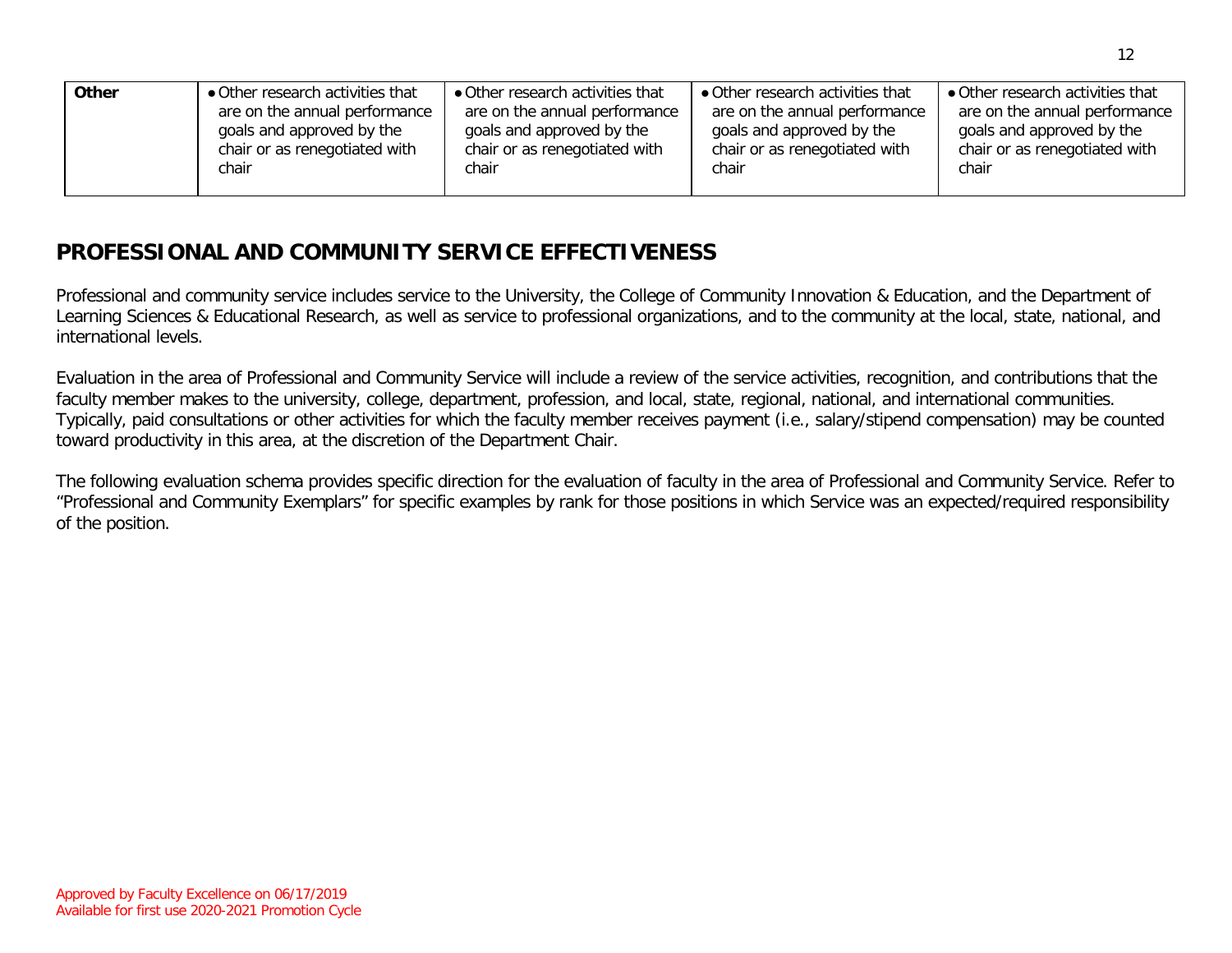| | | | | |
|---|---|---|---|---|
| **Other** | • Other research activities that are on the annual performance goals and approved by the chair or as renegotiated with chair | • Other research activities that are on the annual performance goals and approved by the chair or as renegotiated with chair | • Other research activities that are on the annual performance goals and approved by the chair or as renegotiated with chair | • Other research activities that are on the annual performance goals and approved by the chair or as renegotiated with chair |

## PROFESSIONAL AND COMMUNITY SERVICE EFFECTIVENESS

Professional and community service includes service to the University, the College of Community Innovation & Education, and the Department of Learning Sciences & Educational Research, as well as service to professional organizations, and to the community at the local, state, national, and international levels.

Evaluation in the area of Professional and Community Service will include a review of the service activities, recognition, and contributions that the faculty member makes to the university, college, department, profession, and local, state, regional, national, and international communities. Typically, paid consultations or other activities for which the faculty member receives payment (i.e., salary/stipend compensation) may be counted toward productivity in this area, at the discretion of the Department Chair.

The following evaluation schema provides specific direction for the evaluation of faculty in the area of Professional and Community Service. Refer to "Professional and Community Exemplars" for specific examples by rank for those positions in which Service was an expected/required responsibility of the position.

Approved by Faculty Excellence on 06/17/2019
Available for first use 2020-2021 Promotion Cycle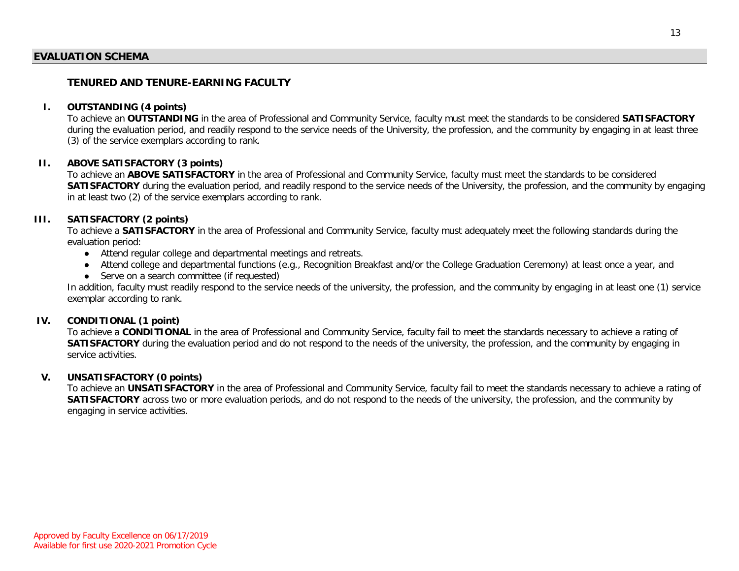## EVALUATION SCHEMA

### TENURED AND TENURE-EARNING FACULTY

**I. OUTSTANDING (4 points)**

To achieve an **OUTSTANDING** in the area of Professional and Community Service, faculty must meet the standards to be considered **SATISFACTORY** during the evaluation period, and readily respond to the service needs of the University, the profession, and the community by engaging in at least three (3) of the service exemplars according to rank.

**II. ABOVE SATISFACTORY (3 points)**

To achieve an **ABOVE SATISFACTORY** in the area of Professional and Community Service, faculty must meet the standards to be considered **SATISFACTORY** during the evaluation period, and readily respond to the service needs of the University, the profession, and the community by engaging in at least two (2) of the service exemplars according to rank.

**III. SATISFACTORY (2 points)**

To achieve a **SATISFACTORY** in the area of Professional and Community Service, faculty must adequately meet the following standards during the evaluation period:

- Attend regular college and departmental meetings and retreats.
- Attend college and departmental functions (e.g., Recognition Breakfast and/or the College Graduation Ceremony) at least once a year, and
- Serve on a search committee (if requested)

In addition, faculty must readily respond to the service needs of the university, the profession, and the community by engaging in at least one (1) service exemplar according to rank.

**IV. CONDITIONAL (1 point)**

To achieve a **CONDITIONAL** in the area of Professional and Community Service, faculty fail to meet the standards necessary to achieve a rating of **SATISFACTORY** during the evaluation period and do not respond to the needs of the university, the profession, and the community by engaging in service activities.

**V. UNSATISFACTORY (0 points)**

To achieve an **UNSATISFACTORY** in the area of Professional and Community Service, faculty fail to meet the standards necessary to achieve a rating of **SATISFACTORY** across two or more evaluation periods, and do not respond to the needs of the university, the profession, and the community by engaging in service activities.

Approved by Faculty Excellence on 06/17/2019
Available for first use 2020-2021 Promotion Cycle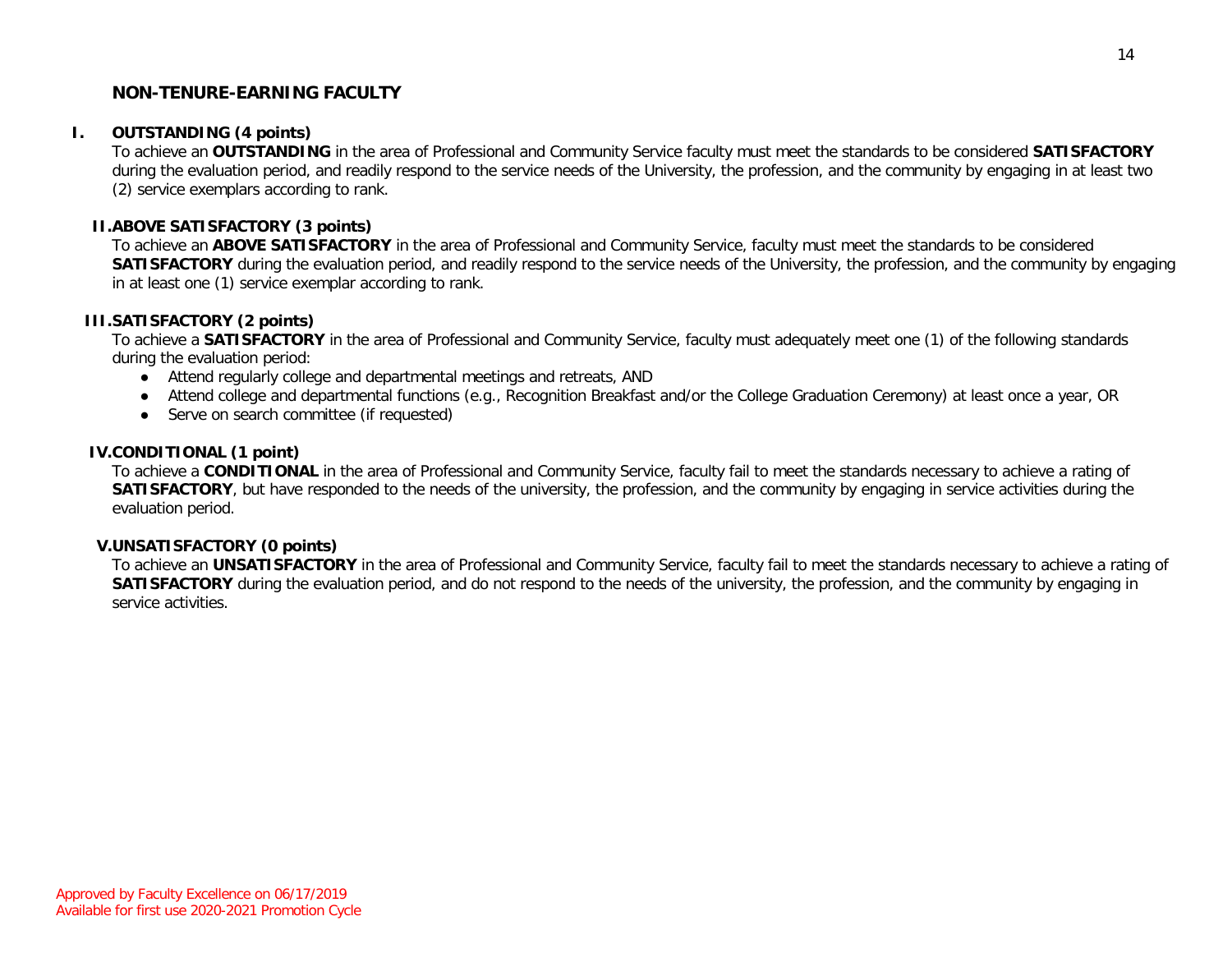## NON-TENURE-EARNING FACULTY

### I. OUTSTANDING (4 points)

To achieve an **OUTSTANDING** in the area of Professional and Community Service faculty must meet the standards to be considered **SATISFACTORY** during the evaluation period, and readily respond to the service needs of the University, the profession, and the community by engaging in at least two (2) service exemplars according to rank.

### II. ABOVE SATISFACTORY (3 points)

To achieve an **ABOVE SATISFACTORY** in the area of Professional and Community Service, faculty must meet the standards to be considered **SATISFACTORY** during the evaluation period, and readily respond to the service needs of the University, the profession, and the community by engaging in at least one (1) service exemplar according to rank.

### III. SATISFACTORY (2 points)

To achieve a **SATISFACTORY** in the area of Professional and Community Service, faculty must adequately meet one (1) of the following standards during the evaluation period:

- Attend regularly college and departmental meetings and retreats, AND
- Attend college and departmental functions (e.g., Recognition Breakfast and/or the College Graduation Ceremony) at least once a year, OR
- Serve on search committee (if requested)

### IV. CONDITIONAL (1 point)

To achieve a **CONDITIONAL** in the area of Professional and Community Service, faculty fail to meet the standards necessary to achieve a rating of **SATISFACTORY**, but have responded to the needs of the university, the profession, and the community by engaging in service activities during the evaluation period.

### V. UNSATISFACTORY (0 points)

To achieve an **UNSATISFACTORY** in the area of Professional and Community Service, faculty fail to meet the standards necessary to achieve a rating of **SATISFACTORY** during the evaluation period, and do not respond to the needs of the university, the profession, and the community by engaging in service activities.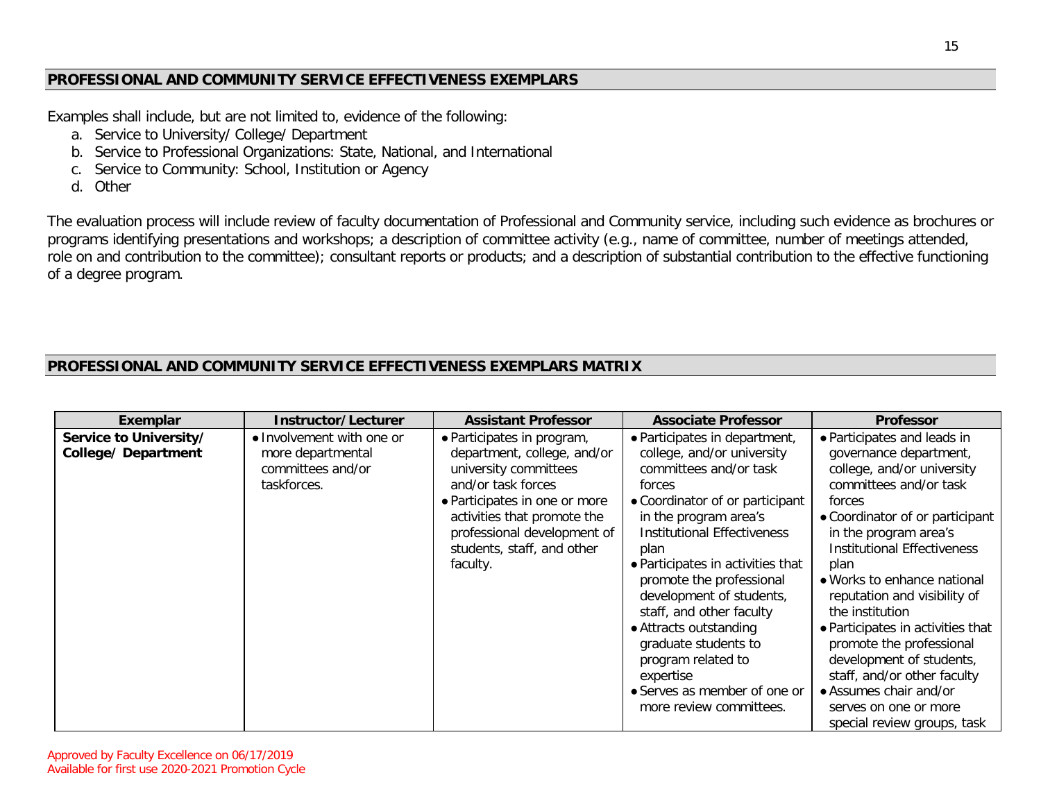## PROFESSIONAL AND COMMUNITY SERVICE EFFECTIVENESS EXEMPLARS

Examples shall include, but are not limited to, evidence of the following:

a. Service to University/ College/ Department
b. Service to Professional Organizations: State, National, and International
c. Service to Community: School, Institution or Agency
d. Other

The evaluation process will include review of faculty documentation of Professional and Community service, including such evidence as brochures or programs identifying presentations and workshops; a description of committee activity (e.g., name of committee, number of meetings attended, role on and contribution to the committee); consultant reports or products; and a description of substantial contribution to the effective functioning of a degree program.

## PROFESSIONAL AND COMMUNITY SERVICE EFFECTIVENESS EXEMPLARS MATRIX

| Exemplar | Instructor/Lecturer | Assistant Professor | Associate Professor | Professor |
|---|---|---|---|---|
| **Service to University/ College/ Department** | • Involvement with one or more departmental committees and/or taskforces. | • Participates in program, department, college, and/or university committees and/or task forces<br>• Participates in one or more activities that promote the professional development of students, staff, and other faculty. | • Participates in department, college, and/or university committees and/or task forces<br>• Coordinator of or participant in the program area's Institutional Effectiveness plan<br>• Participates in activities that promote the professional development of students, staff, and other faculty<br>• Attracts outstanding graduate students to program related to expertise<br>• Serves as member of one or more review committees. | • Participates and leads in governance department, college, and/or university committees and/or task forces<br>• Coordinator of or participant in the program area's Institutional Effectiveness plan<br>• Works to enhance national reputation and visibility of the institution<br>• Participates in activities that promote the professional development of students, staff, and/or other faculty<br>• Assumes chair and/or serves on one or more special review groups, task |

Approved by Faculty Excellence on 06/17/2019
Available for first use 2020-2021 Promotion Cycle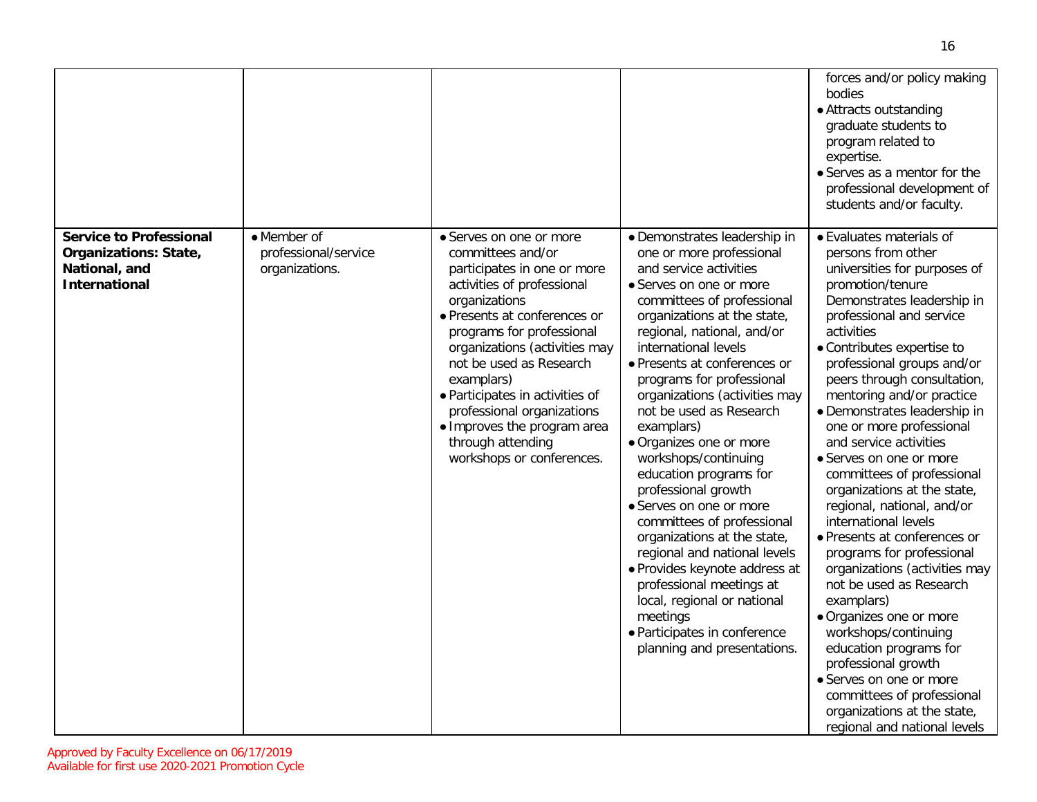| | | | | |
|---|---|---|---|---|
| | | | | forces and/or policy making bodies<br>• Attracts outstanding graduate students to program related to expertise.<br>• Serves as a mentor for the professional development of students and/or faculty. |
| **Service to Professional Organizations: State, National, and International** | • Member of professional/service organizations. | • Serves on one or more committees and/or participates in one or more activities of professional organizations<br>• Presents at conferences or programs for professional organizations (activities may not be used as Research examplars)<br>• Participates in activities of professional organizations<br>• Improves the program area through attending workshops or conferences. | • Demonstrates leadership in one or more professional and service activities<br>• Serves on one or more committees of professional organizations at the state, regional, national, and/or international levels<br>• Presents at conferences or programs for professional organizations (activities may not be used as Research examplars)<br>• Organizes one or more workshops/continuing education programs for professional growth<br>• Serves on one or more committees of professional organizations at the state, regional and national levels<br>• Provides keynote address at professional meetings at local, regional or national meetings<br>• Participates in conference planning and presentations. | • Evaluates materials of persons from other universities for purposes of promotion/tenure Demonstrates leadership in professional and service activities<br>• Contributes expertise to professional groups and/or peers through consultation, mentoring and/or practice<br>• Demonstrates leadership in one or more professional and service activities<br>• Serves on one or more committees of professional organizations at the state, regional, national, and/or international levels<br>• Presents at conferences or programs for professional organizations (activities may not be used as Research examplars)<br>• Organizes one or more workshops/continuing education programs for professional growth<br>• Serves on one or more committees of professional organizations at the state, regional and national levels |

Approved by Faculty Excellence on 06/17/2019
Available for first use 2020-2021 Promotion Cycle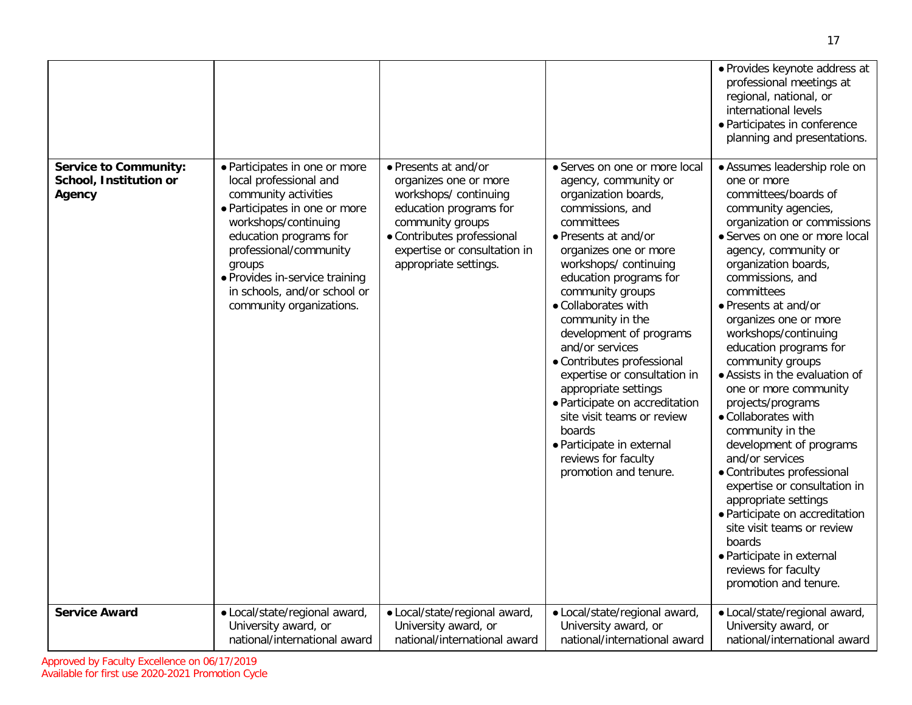| | | | | |
|---|---|---|---|---|
| | | | | • Provides keynote address at professional meetings at regional, national, or international levels<br>• Participates in conference planning and presentations. |
| **Service to Community: School, Institution or Agency** | • Participates in one or more local professional and community activities<br>• Participates in one or more workshops/continuing education programs for professional/community groups<br>• Provides in-service training in schools, and/or school or community organizations. | • Presents at and/or organizes one or more workshops/ continuing education programs for community groups<br>• Contributes professional expertise or consultation in appropriate settings. | • Serves on one or more local agency, community or organization boards, commissions, and committees<br>• Presents at and/or organizes one or more workshops/ continuing education programs for community groups<br>• Collaborates with community in the development of programs and/or services<br>• Contributes professional expertise or consultation in appropriate settings<br>• Participate on accreditation site visit teams or review boards<br>• Participate in external reviews for faculty promotion and tenure. | • Assumes leadership role on one or more committees/boards of community agencies, organization or commissions<br>• Serves on one or more local agency, community or organization boards, commissions, and committees<br>• Presents at and/or organizes one or more workshops/continuing education programs for community groups<br>• Assists in the evaluation of one or more community projects/programs<br>• Collaborates with community in the development of programs and/or services<br>• Contributes professional expertise or consultation in appropriate settings<br>• Participate on accreditation site visit teams or review boards<br>• Participate in external reviews for faculty promotion and tenure. |
| **Service Award** | • Local/state/regional award, University award, or national/international award | • Local/state/regional award, University award, or national/international award | • Local/state/regional award, University award, or national/international award | • Local/state/regional award, University award, or national/international award |

Approved by Faculty Excellence on 06/17/2019
Available for first use 2020-2021 Promotion Cycle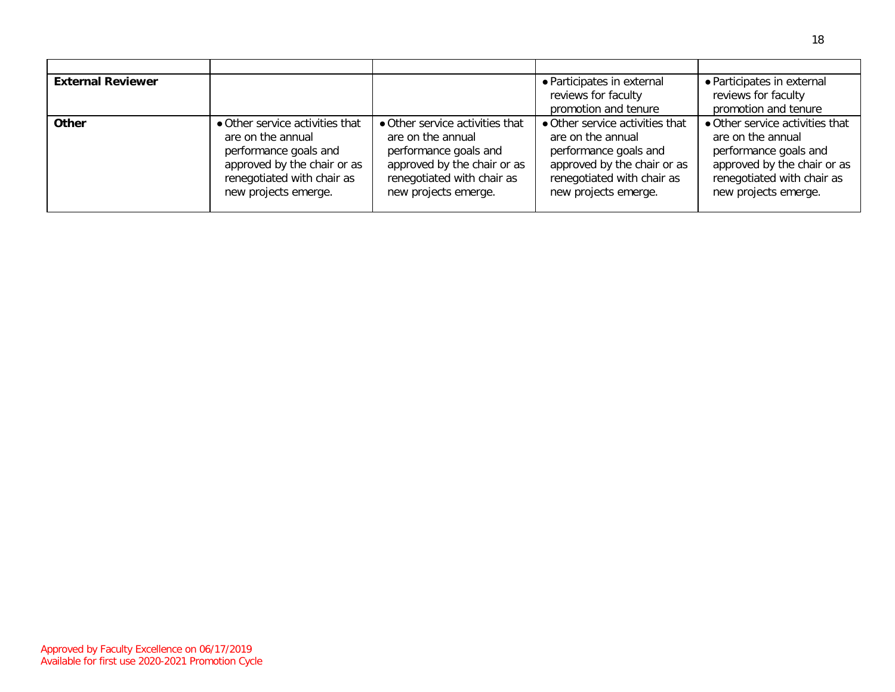| | | | | |
|---|---|---|---|---|
| **External Reviewer** | | | • Participates in external reviews for faculty promotion and tenure | • Participates in external reviews for faculty promotion and tenure |
| **Other** | • Other service activities that are on the annual performance goals and approved by the chair or as renegotiated with chair as new projects emerge. | • Other service activities that are on the annual performance goals and approved by the chair or as renegotiated with chair as new projects emerge. | • Other service activities that are on the annual performance goals and approved by the chair or as renegotiated with chair as new projects emerge. | • Other service activities that are on the annual performance goals and approved by the chair or as renegotiated with chair as new projects emerge. |

Approved by Faculty Excellence on 06/17/2019
Available for first use 2020-2021 Promotion Cycle